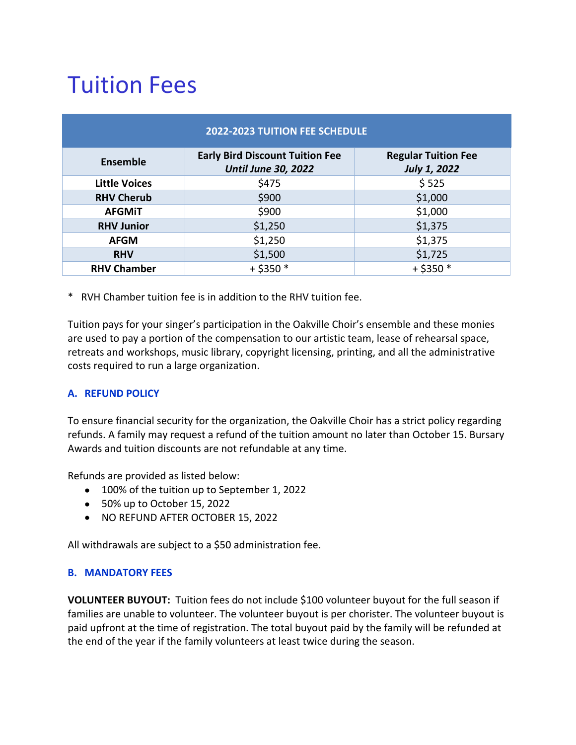# Tuition Fees

| 2022-2023 TUITION FEE SCHEDULE | | |
|---|---|---|
| **Ensemble** | **Early Bird Discount Tuition Fee** ***Until June 30, 2022*** | **Regular Tuition Fee** ***July 1, 2022*** |
| **Little Voices** | $475 | $ 525 |
| **RHV Cherub** | $900 | $1,000 |
| **AFGMiT** | $900 | $1,000 |
| **RHV Junior** | $1,250 | $1,375 |
| **AFGM** | $1,250 | $1,375 |
| **RHV** | $1,500 | $1,725 |
| **RHV Chamber** | + $350 * | + $350 * |

\* RVH Chamber tuition fee is in addition to the RHV tuition fee.

Tuition pays for your singer's participation in the Oakville Choir's ensemble and these monies are used to pay a portion of the compensation to our artistic team, lease of rehearsal space, retreats and workshops, music library, copyright licensing, printing, and all the administrative costs required to run a large organization.

### A. REFUND POLICY

To ensure financial security for the organization, the Oakville Choir has a strict policy regarding refunds. A family may request a refund of the tuition amount no later than October 15. Bursary Awards and tuition discounts are not refundable at any time.

Refunds are provided as listed below:

- 100% of the tuition up to September 1, 2022
- 50% up to October 15, 2022
- NO REFUND AFTER OCTOBER 15, 2022

All withdrawals are subject to a $50 administration fee.

### B. MANDATORY FEES

**VOLUNTEER BUYOUT:** Tuition fees do not include $100 volunteer buyout for the full season if families are unable to volunteer. The volunteer buyout is per chorister. The volunteer buyout is paid upfront at the time of registration. The total buyout paid by the family will be refunded at the end of the year if the family volunteers at least twice during the season.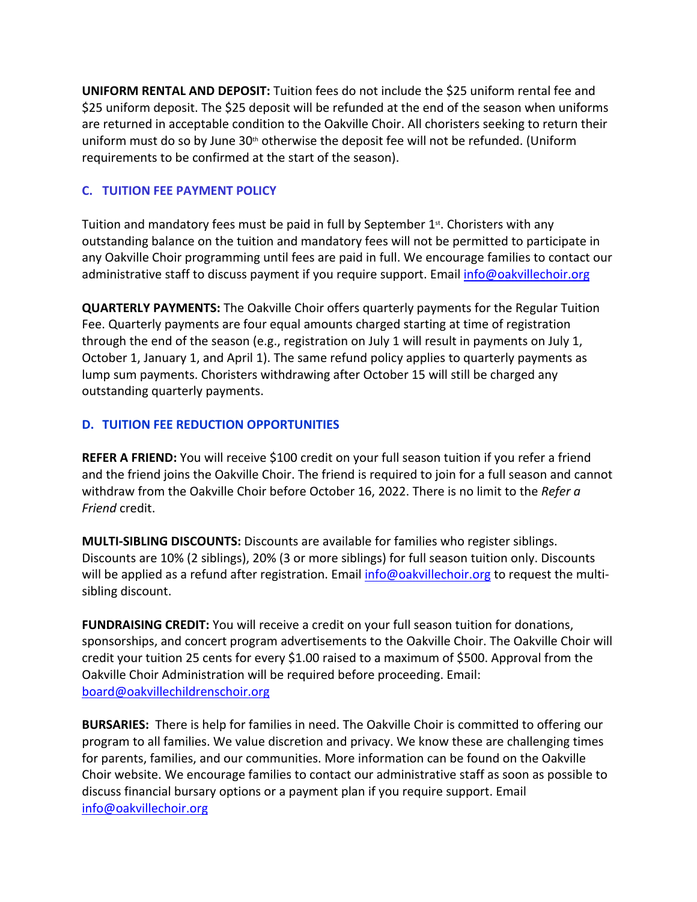**UNIFORM RENTAL AND DEPOSIT:** Tuition fees do not include the $25 uniform rental fee and $25 uniform deposit. The $25 deposit will be refunded at the end of the season when uniforms are returned in acceptable condition to the Oakville Choir. All choristers seeking to return their uniform must do so by June 30th otherwise the deposit fee will not be refunded. (Uniform requirements to be confirmed at the start of the season).

### C. TUITION FEE PAYMENT POLICY

Tuition and mandatory fees must be paid in full by September 1st. Choristers with any outstanding balance on the tuition and mandatory fees will not be permitted to participate in any Oakville Choir programming until fees are paid in full. We encourage families to contact our administrative staff to discuss payment if you require support. Email info@oakvillechoir.org

**QUARTERLY PAYMENTS:** The Oakville Choir offers quarterly payments for the Regular Tuition Fee. Quarterly payments are four equal amounts charged starting at time of registration through the end of the season (e.g., registration on July 1 will result in payments on July 1, October 1, January 1, and April 1). The same refund policy applies to quarterly payments as lump sum payments. Choristers withdrawing after October 15 will still be charged any outstanding quarterly payments.

### D. TUITION FEE REDUCTION OPPORTUNITIES

**REFER A FRIEND:** You will receive $100 credit on your full season tuition if you refer a friend and the friend joins the Oakville Choir. The friend is required to join for a full season and cannot withdraw from the Oakville Choir before October 16, 2022. There is no limit to the *Refer a Friend* credit.

**MULTI-SIBLING DISCOUNTS:** Discounts are available for families who register siblings. Discounts are 10% (2 siblings), 20% (3 or more siblings) for full season tuition only. Discounts will be applied as a refund after registration. Email info@oakvillechoir.org to request the multi-sibling discount.

**FUNDRAISING CREDIT:** You will receive a credit on your full season tuition for donations, sponsorships, and concert program advertisements to the Oakville Choir. The Oakville Choir will credit your tuition 25 cents for every $1.00 raised to a maximum of $500. Approval from the Oakville Choir Administration will be required before proceeding. Email: board@oakvillechildrenschoir.org

**BURSARIES:** There is help for families in need. The Oakville Choir is committed to offering our program to all families. We value discretion and privacy. We know these are challenging times for parents, families, and our communities. More information can be found on the Oakville Choir website. We encourage families to contact our administrative staff as soon as possible to discuss financial bursary options or a payment plan if you require support. Email info@oakvillechoir.org